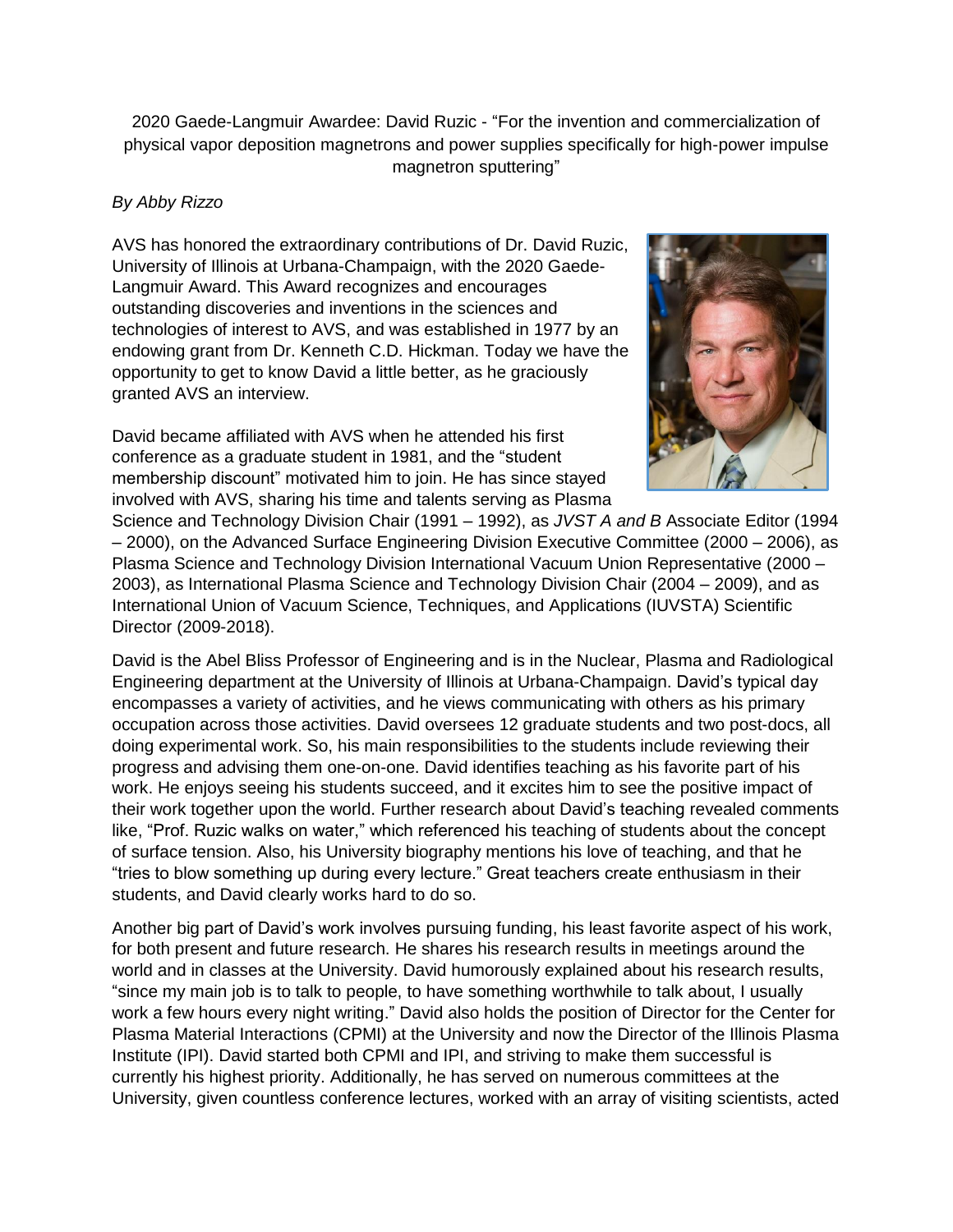2020 Gaede-Langmuir Awardee: David Ruzic - "For the invention and commercialization of physical vapor deposition magnetrons and power supplies specifically for high-power impulse magnetron sputtering"

*By Abby Rizzo*

AVS has honored the extraordinary contributions of Dr. David Ruzic, University of Illinois at Urbana-Champaign, with the 2020 Gaede-Langmuir Award. This Award recognizes and encourages outstanding discoveries and inventions in the sciences and technologies of interest to AVS, and was established in 1977 by an endowing grant from Dr. Kenneth C.D. Hickman. Today we have the opportunity to get to know David a little better, as he graciously granted AVS an interview.

David became affiliated with AVS when he attended his first conference as a graduate student in 1981, and the "student membership discount" motivated him to join. He has since stayed involved with AVS, sharing his time and talents serving as Plasma Science and Technology Division Chair (1991 – 1992), as *JVST A and B* Associate Editor (1994 – 2000), on the Advanced Surface Engineering Division Executive Committee (2000 – 2006), as Plasma Science and Technology Division International Vacuum Union Representative (2000 – 2003), as International Plasma Science and Technology Division Chair (2004 – 2009), and as International Union of Vacuum Science, Techniques, and Applications (IUVSTA) Scientific Director (2009-2018).

David is the Abel Bliss Professor of Engineering and is in the Nuclear, Plasma and Radiological Engineering department at the University of Illinois at Urbana-Champaign. David's typical day encompasses a variety of activities, and he views communicating with others as his primary occupation across those activities. David oversees 12 graduate students and two post-docs, all doing experimental work. So, his main responsibilities to the students include reviewing their progress and advising them one-on-one. David identifies teaching as his favorite part of his work. He enjoys seeing his students succeed, and it excites him to see the positive impact of their work together upon the world. Further research about David's teaching revealed comments like, "Prof. Ruzic walks on water," which referenced his teaching of students about the concept of surface tension. Also, his University biography mentions his love of teaching, and that he "tries to blow something up during every lecture." Great teachers create enthusiasm in their students, and David clearly works hard to do so.

Another big part of David's work involves pursuing funding, his least favorite aspect of his work, for both present and future research. He shares his research results in meetings around the world and in classes at the University. David humorously explained about his research results, "since my main job is to talk to people, to have something worthwhile to talk about, I usually work a few hours every night writing." David also holds the position of Director for the Center for Plasma Material Interactions (CPMI) at the University and now the Director of the Illinois Plasma Institute (IPI). David started both CPMI and IPI, and striving to make them successful is currently his highest priority. Additionally, he has served on numerous committees at the University, given countless conference lectures, worked with an array of visiting scientists, acted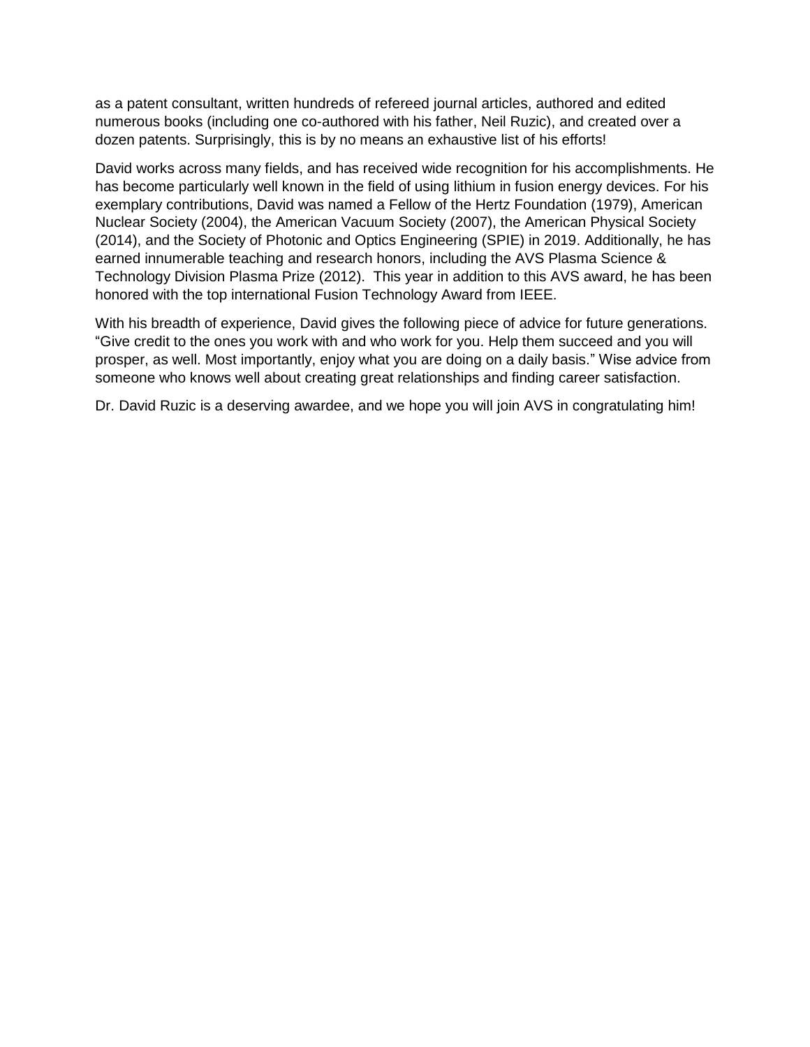as a patent consultant, written hundreds of refereed journal articles, authored and edited numerous books (including one co-authored with his father, Neil Ruzic), and created over a dozen patents. Surprisingly, this is by no means an exhaustive list of his efforts!

David works across many fields, and has received wide recognition for his accomplishments. He has become particularly well known in the field of using lithium in fusion energy devices. For his exemplary contributions, David was named a Fellow of the Hertz Foundation (1979), American Nuclear Society (2004), the American Vacuum Society (2007), the American Physical Society (2014), and the Society of Photonic and Optics Engineering (SPIE) in 2019. Additionally, he has earned innumerable teaching and research honors, including the AVS Plasma Science & Technology Division Plasma Prize (2012). This year in addition to this AVS award, he has been honored with the top international Fusion Technology Award from IEEE.

With his breadth of experience, David gives the following piece of advice for future generations. "Give credit to the ones you work with and who work for you. Help them succeed and you will prosper, as well. Most importantly, enjoy what you are doing on a daily basis." Wise advice from someone who knows well about creating great relationships and finding career satisfaction.

Dr. David Ruzic is a deserving awardee, and we hope you will join AVS in congratulating him!